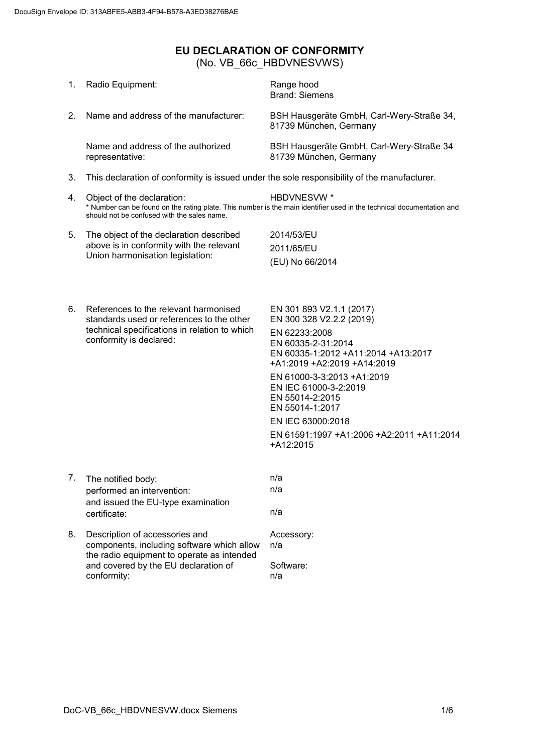DocuSign Envelope ID: 313ABFE5-ABB3-4F94-B578-A3ED38276BAE

# EU DECLARATION OF CONFORMITY

(No. VB_66c_HBDVNESVWS)

| | | |
|---|---|---|
| 1. | Radio Equipment: | Range hood<br>Brand: Siemens |
| 2. | Name and address of the manufacturer: | BSH Hausgeräte GmbH, Carl-Wery-Straße 34, 81739 München, Germany |
| | Name and address of the authorized representative: | BSH Hausgeräte GmbH, Carl-Wery-Straße 34 81739 München, Germany |
| 3. | This declaration of conformity is issued under the sole responsibility of the manufacturer. | |
| 4. | Object of the declaration: | HBDVNESVW * |

\* Number can be found on the rating plate. This number is the main identifier used in the technical documentation and should not be confused with the sales name.

| | | |
|---|---|---|
| 5. | The object of the declaration described above is in conformity with the relevant Union harmonisation legislation: | 2014/53/EU<br>2011/65/EU<br>(EU) No 66/2014 |
| 6. | References to the relevant harmonised standards used or references to the other technical specifications in relation to which conformity is declared: | EN 301 893 V2.1.1 (2017)<br>EN 300 328 V2.2.2 (2019)<br>EN 62233:2008<br>EN 60335-2-31:2014<br>EN 60335-1:2012 +A11:2014 +A13:2017 +A1:2019 +A2:2019 +A14:2019<br>EN 61000-3-3:2013 +A1:2019<br>EN IEC 61000-3-2:2019<br>EN 55014-2:2015<br>EN 55014-1:2017<br>EN IEC 63000:2018<br>EN 61591:1997 +A1:2006 +A2:2011 +A11:2014 +A12:2015 |
| 7. | The notified body:<br>performed an intervention:<br>and issued the EU-type examination certificate: | n/a<br>n/a<br>n/a |
| 8. | Description of accessories and components, including software which allow the radio equipment to operate as intended and covered by the EU declaration of conformity: | Accessory:<br>n/a<br>Software:<br>n/a |

DoC-VB_66c_HBDVNESVW.docx Siemens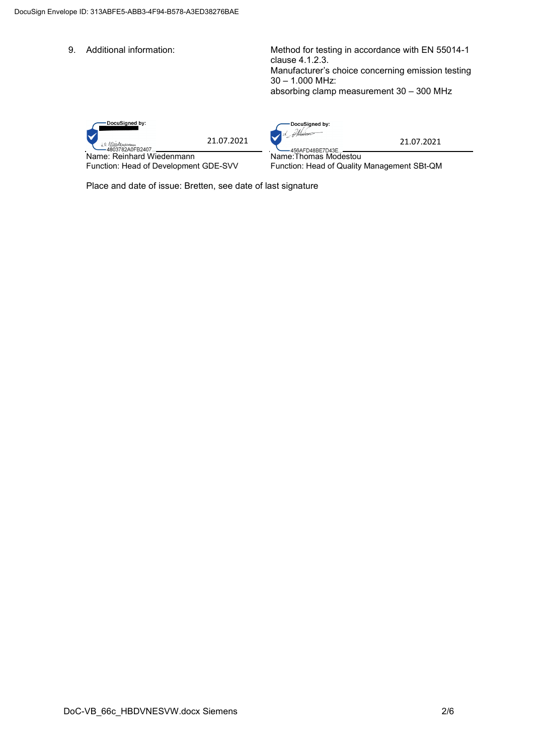9. Additional information:

Method for testing in accordance with EN 55014-1 clause 4.1.2.3.
Manufacturer's choice concerning emission testing 30 – 1.000 MHz:
absorbing clamp measurement 30 – 300 MHz

| | |
|---|---|
| DocuSigned by: 4803782A0FB2407... 21.07.2021 | DocuSigned by: 456AFD48BE7D43E... 21.07.2021 |
| Name: Reinhard Wiedenmann | Name:Thomas Modestou |
| Function: Head of Development GDE-SVV | Function: Head of Quality Management SBt-QM |

Place and date of issue: Bretten, see date of last signature

DoC-VB_66c_HBDVNESVW.docx Siemens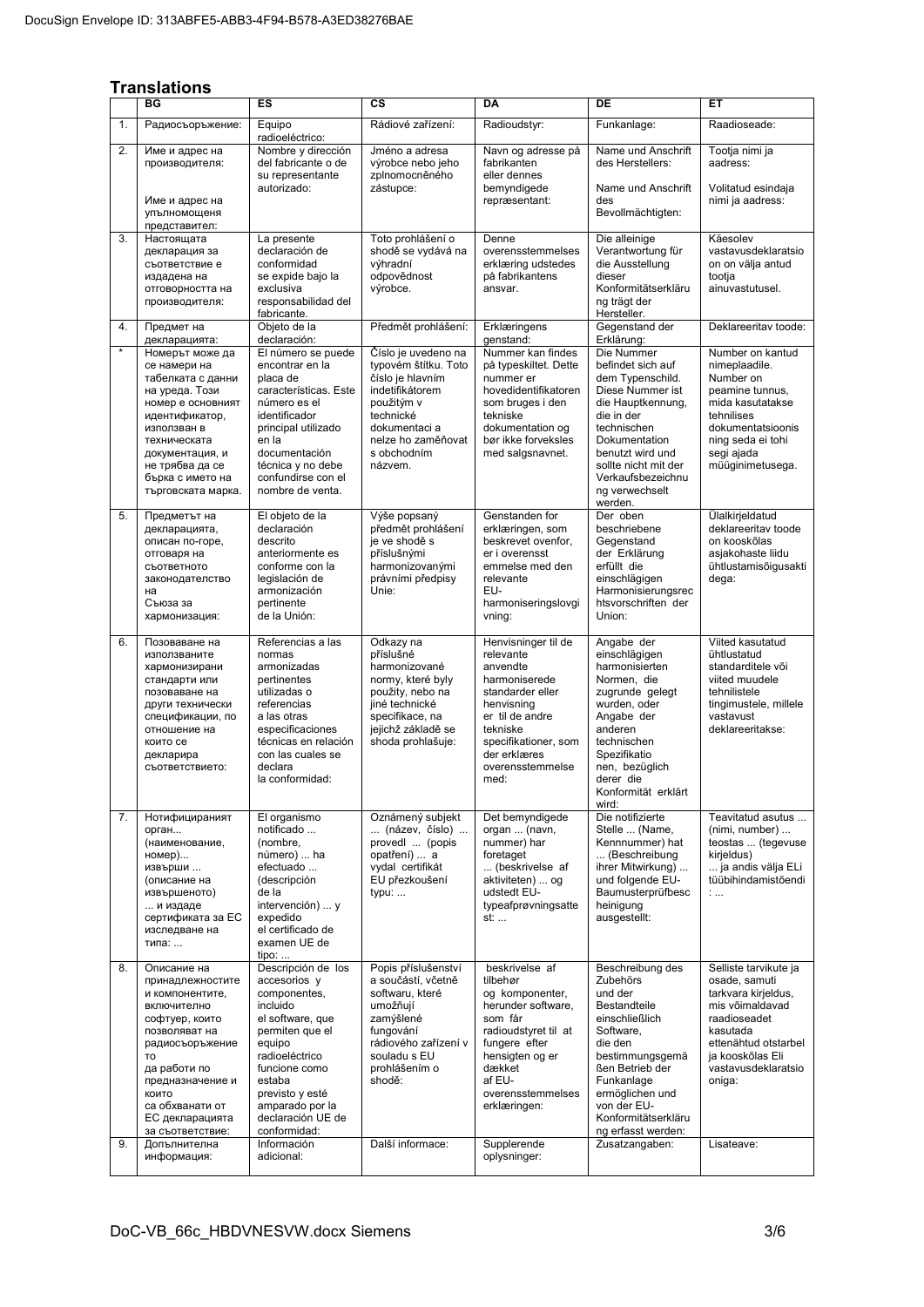## Translations

| | BG | ES | CS | DA | DE | ET |
|---|---|---|---|---|---|---|
| 1. | Радиосъоръжение: | Equipo radioeléctrico: | Rádiové zařízení: | Radioudstyr: | Funkanlage: | Raadioseade: |
| 2. | Име и адрес на производителя: Име и адрес на упълномощеня представител: | Nombre y dirección del fabricante o de su representante autorizado: | Jméno a adresa výrobce nebo jeho zplnomocněného zástupce: | Navn og adresse på fabrikanten eller dennes bemyndigede repræsentant: | Name und Anschrift des Herstellers: Name und Anschrift des Bevollmächtigten: | Tootja nimi ja aadress: Volitatud esindaja nimi ja aadress: |
| 3. | Настоящата декларация за съответствие е издадена на отговорността на производителя: | La presente declaración de conformidad se expide bajo la exclusiva responsabilidad del fabricante. | Toto prohlášení o shodě se vydává na výhradní odpovědnost výrobce. | Denne overensstemmelses erklæring udstedes på fabrikantens ansvar. | Die alleinige Verantwortung für die Ausstellung dieser Konformitätserklärung trägt der Hersteller. | Käesolev vastavusdeklaratsioon on on välja antud tootja ainuvastutusel. |
| 4. | Предмет на декларацията: | Objeto de la declaración: | Předmět prohlášení: | Erklæringens genstand: | Gegenstand der Erklärung: | Deklareeritav toode: |
| * | Номерът може да се намери на табелката с данни на уреда. Този номер е основният идентификатор, използван в техническата документация, и не трябва да се бърка с името на търговската марка. | El número se puede encontrar en la placa de características. Este número es el identificador principal utilizado en la documentación técnica y no debe confundirse con el nombre de venta. | Číslo je uvedeno na typovém štítku. Toto číslo je hlavním indetifikátorem použitým v technické dokumentaci a nelze ho zaměňovat s obchodním názvem. | Nummer kan findes på typeskiltet. Dette nummer er hovedidentifikatoren som bruges i den tekniske dokumentation og bør ikke forveksles med salgsnavnet. | Die Nummer befindet sich auf dem Typenschild. Diese Nummer ist die Hauptkennung, die in der technischen Dokumentation benutzt wird und sollte nicht mit der Verkaufsbezeichnung verwechselt werden. | Number on kantud nimeplaadile. Number on peamine tunnus, mida kasutatakse tehnilises dokumentatsioonis ning seda ei tohi segi ajada müüginimetusega. |
| 5. | Предметът на декларацията, описан по-горе, отговаря на съответното законодателство на Съюза за хармонизация: | El objeto de la declaración descrito anteriormente es conforme con la legislación de armonización pertinente de la Unión: | Výše popsaný předmět prohlášení je ve shodě s příslušnými harmonizovanými právními předpisy Unie: | Genstanden for erklæringen, som beskrevet ovenfor, er i overensst emmelse med den relevante EU-harmoniseringslovgivning: | Der oben beschriebene Gegenstand der Erklärung erfüllt die einschlägigen Harmonisierungsrechtsvorschriften der Union: | Ülalkirjeldatud deklareeritav toode on kooskõlas asjakohaste liidu ühtlustamisõigusaktidega: |
| 6. | Позоваване на използваните хармонизирани стандарти или позоваване на други технически спецификации, по отношение на които се декларира съответствието: | Referencias a las normas armonizadas pertinentes utilizadas o referencias a las otras especificaciones técnicas en relación con las cuales se declara la conformidad: | Odkazy na příslušné harmonizované normy, které byly použity, nebo na jiné technické specifikace, na jejichž základě se shoda prohlašuje: | Henvisninger til de relevante anvendte harmoniserede standarder eller henvisning er til de andre tekniske specifikationer, som der erklæres overensstemmelse med: | Angabe der einschlägigen harmonisierten Normen, die zugrunde gelegt wurden, oder Angabe der anderen technischen Spezifikationen, bezüglich derer die Konformität erklärt wird: | Viited kasutatud ühtlustatud standarditele või viited muudele tehnilistele tingimustele, millele vastavust deklareeritakse: |
| 7. | Нотифицираният орган... (наименование, номер)... извърши ... (описание на извършеното) ... и издаде сертификата за ЕС изследване на типа: ... | El organismo notificado ... (nombre, número) ... ha efectuado ... (descripción de la intervención) ... y expedido el certificado de examen UE de tipo: ... | Oznámený subjekt ... (název, číslo) ... provedl ... (popis opatření) ... a vydal certifikát EU přezkoušení typu: ... | Det bemyndigede organ ... (navn, nummer) har foretaget ... (beskrivelse af aktiviteten) ... og udstedt EU-typeafprøvningsattest: ... | Die notifizierte Stelle ... (Name, Kennnummer) hat ... (Beschreibung ihrer Mitwirkung) ... und folgende EU-Baumusterprüfbescheinigung ausgestellt: | Teavitatud asutus ... (nimi, number) ... teostas ... (tegevuse kirjeldus) ... ja andis välja ELi tüübihindamistõendi : ... |
| 8. | Описание на принадлежностите и компонентите, включително софтуер, които позволяват на радиосъоръжението да работи по предназначение и които са обхванати от ЕС декларацията за съответствие: | Descripción de los accesorios y componentes, incluido el software, que permiten que el equipo radioeléctrico funcione como estaba previsto y esté amparado por la declaración UE de conformidad: | Popis příslušenství a součástí, včetně softwaru, které umožňují zamýšlené fungování rádiového zařízení v souladu s EU prohlášením o shodě: | beskrivelse af tilbehør og komponenter, herunder software, som får radioudstyret til at fungere efter hensigten og er dækket af EU-overensstemmelses erklæringen: | Beschreibung des Zubehörs und der Bestandteile einschließlich Software, die den bestimmungsgemäßen Betrieb der Funkanlage ermöglichen und von der EU-Konformitätserklärung erfasst werden: | Selliste tarvikute ja osade, samuti tarkvara kirjeldus, mis võimaldavad raadioseadet kasutada ettenähtud otstarbel ja kooskõlas Eli vastavusdeklaratsiooniga: |
| 9. | Допълнителна информация: | Información adicional: | Další informace: | Supplerende oplysninger: | Zusatzangaben: | Lisateave: |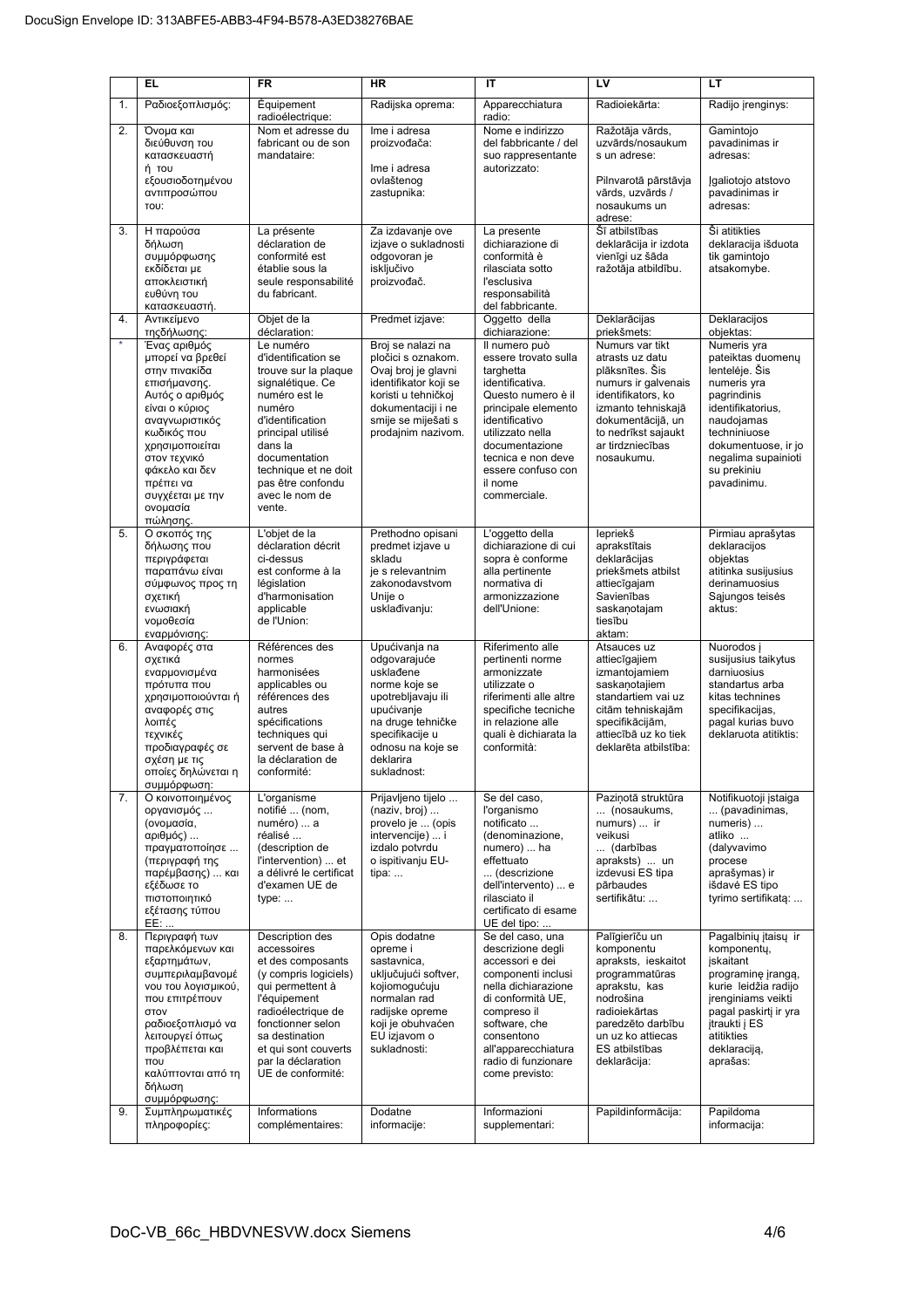|  | EL | FR | HR | IT | LV | LT |
|---|---|---|---|---|---|---|
| 1. | Ραδιοεξοπλισμός: | Équipement radioélectrique: | Radijska oprema: | Apparecchiatura radio: | Radioiekārta: | Radijo įrenginys: |
| 2. | Όνομα και διεύθυνση του κατασκευαστή ή του εξουσιοδοτημένου αντιπροσώπου του: | Nom et adresse du fabricant ou de son mandataire: | Ime i adresa proizvođača: Ime i adresa ovlaštenog zastupnika: | Nome e indirizzo del fabbricante / del suo rappresentante autorizzato: | Ražotāja vārds, uzvārds/nosaukum s un adrese: Pilnvarotā pārstāvja vārds, uzvārds / nosaukums un adrese: | Gamintojo pavadinimas ir adresas: Įgaliotojo atstovo pavadinimas ir adresas: |
| 3. | Η παρούσα δήλωση συμμόρφωσης εκδίδεται με αποκλειστική ευθύνη του κατασκευαστή. | La présente déclaration de conformité est établie sous la seule responsabilité du fabricant. | Za izdavanje ove izjave o sukladnosti odgovoran je isključivo proizvođač. | La presente dichiarazione di conformità è rilasciata sotto l'esclusiva responsabilità del fabbricante. | Šī atbilstības deklarācija ir izdota vienīgi uz šāda ražotāja atbildību. | Ši atitikties deklaracija išduota tik gamintojo atsakomybe. |
| 4. | Αντικείμενο τηςδήλωσης: | Objet de la déclaration: | Predmet izjave: | Oggetto della dichiarazione: | Deklarācijas priekšmets: | Deklaracijos objektas: |
| * | Ένας αριθμός μπορεί να βρεθεί στην πινακίδα επισήμανσης. Αυτός ο αριθμός είναι ο κύριος αναγνωριστικός κωδικός που χρησιμοποιείται στον τεχνικό φάκελο και δεν πρέπει να συγχέεται με την ονομασία πώλησης. | Le numéro d'identification se trouve sur la plaque signalétique. Ce numéro est le numéro d'identification principal utilisé dans la documentation technique et ne doit pas être confondu avec le nom de vente. | Broj se nalazi na pločici s oznakom. Ovaj broj je glavni identifikator koji se koristi u tehničkoj dokumentaciji i ne smije se miješati s prodajnim nazivom. | Il numero può essere trovato sulla targhetta identificativa. Questo numero è il principale elemento identificativo utilizzato nella documentazione tecnica e non deve essere confuso con il nome commerciale. | Numurs var tikt atrasts uz datu plāksnītes. Šis numurs ir galvenais identifikators, ko izmanto tehniskajā dokumentācijā, un to nedrīkst sajaukt ar tirdzniecības nosaukumu. | Numeris yra pateiktas duomenų lentelėje. Šis numeris yra pagrindinis identifikatorius, naudojamas techniniuose dokumentuose, ir jo negalima supainioti su prekiniu pavadinimu. |
| 5. | Ο σκοπός της δήλωσης που περιγράφεται παραπάνω είναι σύμφωνος προς τη σχετική ενωσιακή νομοθεσία εναρμόνισης: | L'objet de la déclaration décrit ci-dessus est conforme à la législation d'harmonisation applicable de l'Union: | Prethodno opisani predmet izjave u skladu je s relevantnim zakonodavstvom Unije o usklađivanju: | L'oggetto della dichiarazione di cui sopra è conforme alla pertinente normativa di armonizzazione dell'Unione: | Iepriekš aprakstītais deklarācijas priekšmets atbilst attiecīgajam Savienības saskaņotajam tiesību aktam: | Pirmiau aprašytas deklaracijos objektas atitinka susijusius derinamuosius Sąjungos teisės aktus: |
| 6. | Αναφορές στα σχετικά εναρμονισμένα πρότυπα που χρησιμοποιούνται ή αναφορές στις λοιπές τεχνικές προδιαγραφές σε σχέση με τις οποίες δηλώνεται η συμμόρφωση: | Références des normes harmonisées applicables ou références des autres spécifications techniques qui servent de base à la déclaration de conformité: | Upućivanja na odgovarajuće usklađene norme koje se upotrebljavaju ili upućivanje na druge tehničke specifikacije u odnosu na koje se deklarira sukladnost: | Riferimento alle pertinenti norme armonizzate utilizzate o riferimenti alle altre specifiche tecniche in relazione alle quali è dichiarata la conformità: | Atsauces uz attiecīgajiem izmantojamiem saskaņotajiem standartiem vai uz citām tehniskajām specifikācijām, attiecībā uz ko tiek deklarēta atbilstība: | Nuorodos į susijusius taikytus darniuosius standartus arba kitas technines specifikacijas, pagal kurias buvo deklaruota atitiktis: |
| 7. | Ο κοινοποιημένος οργανισμός ... (ονομασία, αριθμός) ... πραγματοποίησε ... (περιγραφή της παρέμβασης) ... και εξέδωσε το πιστοποιητικό εξέτασης τύπου ΕΕ: ... | L'organisme notifié ... (nom, numéro) ... a réalisé ... (description de l'intervention) ... et a délivré le certificat d'examen UE de type: ... | Prijavljeno tijelo ... (naziv, broj) ... provelo je ... (opis intervencije) ... i izdalo potvrdu o ispitivanju EU-tipa: ... | Se del caso, l'organismo notificato ... (denominazione, numero) ... ha effettuato ... (descrizione dell'intervento) ... e rilasciato il certificato di esame UE del tipo: ... | Paziņotā struktūra ... (nosaukums, numurs) ... ir veikusi ... (darbības apraksts) ... un izdevusi ES tipa pārbaudes sertifikātu: ... | Notifikuotoji įstaiga ... (pavadinimas, numeris) ... atliko ... (dalyvavimo procese aprašymas) ir išdavė ES tipo tyrimo sertifikatą: ... |
| 8. | Περιγραφή των παρελκόμενων και εξαρτημάτων, συμπεριλαμβανομένου του λογισμικού, που επιτρέπουν στον ραδιοεξοπλισμό να λειτουργεί όπως προβλέπεται και που καλύπτονται από τη δήλωση συμμόρφωσης: | Description des accessoires et des composants (y compris logiciels) qui permettent à l'équipement radioélectrique de fonctionner selon sa destination et qui sont couverts par la déclaration UE de conformité: | Opis dodatne opreme i sastavnica, uključujući softver, kojiomogućuju normalan rad radijske opreme koji je obuhvaćen EU izjavom o sukladnosti: | Se del caso, una descrizione degli accessori e dei componenti inclusi nella dichiarazione di conformità UE, compreso il software, che consentono all'apparecchiatura radio di funzionare come previsto: | Palīgierīču un komponentu apraksts, ieskaitot programmatūras aprakstu, kas nodrošina radioiekārtas paredzēto darbību un uz ko attiecas ES atbilstības deklarācija: | Pagalbinių įtaisų ir komponentų, įskaitant programinę įrangą, kurie leidžia radijo įrenginiams veikti pagal paskirtį ir yra įtraukti į ES atitikties deklaraciją, aprašas: |
| 9. | Συμπληρωματικές πληροφορίες: | Informations complémentaires: | Dodatne informacije: | Informazioni supplementari: | Papildinformācija: | Papildoma informacija: |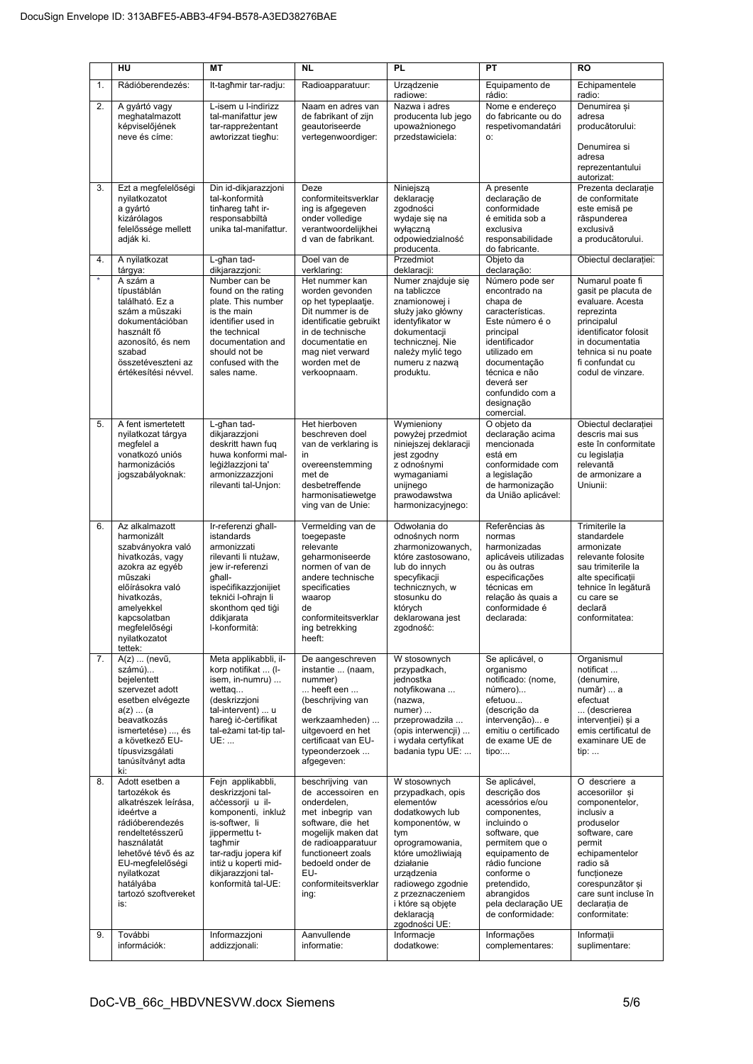| | HU | MT | NL | PL | PT | RO |
|---|---|---|---|---|---|---|
| 1. | Rádióberendezés: | It-tagħmir tar-radju: | Radioapparatuur: | Urządzenie radiowe: | Equipamento de rádio: | Echipamentele radio: |
| 2. | A gyártó vagy meghatalmazott képviselőjének neve és címe: | L-isem u l-indirizz tal-manifattur jew tar-rappreżentant awtorizzat tiegħu: | Naam en adres van de fabrikant of zijn geautoriseerde vertegenwoordiger: | Nazwa i adres producenta lub jego upoważnionego przedstawiciela: | Nome e endereço do fabricante ou do respetivomandatári o: | Denumirea și adresa producătorului: Denumirea si adresa reprezentantului autorizat: |
| 3. | Ezt a megfelelőségi nyilatkozatot a gyártó kizárólagos felelőssége mellett adják ki. | Din id-dikjarazzjoni tal-konformità tinħareg taħt ir-responsabbiltà unika tal-manifattur. | Deze conformiteitsverklar ing is afgegeven onder volledige verantwoordelijkhei d van de fabrikant. | Niniejszą deklarację zgodności wydaje się na wyłączną odpowiedzialność producenta. | A presente declaração de conformidade é emitida sob a exclusiva responsabilidade do fabricante. | Prezenta declarație de conformitate este emisă pe răspunderea exclusivă a producătorului. |
| 4. | A nyilatkozat tárgya: | L-għan tad-dikjarazzjoni: | Doel van de verklaring: | Przedmiot deklaracji: | Objeto da declaração: | Obiectul declarației: |
| * | A szám a típustáblán található. Ez a szám a műszaki dokumentációban használt fő azonosító, és nem szabad összetéveszteni az értékesítési névvel. | Number can be found on the rating plate. This number is the main identifier used in the technical documentation and should not be confused with the sales name. | Het nummer kan worden gevonden op het typeplaatje. Dit nummer is de identificatie gebruikt in de technische documentatie en mag niet verward worden met de verkoopnaam. | Numer znajduje się na tabliczce znamionowej i służy jako główny identyfikator w dokumentacji technicznej. Nie należy mylić tego numeru z nazwą produktu. | Número pode ser encontrado na chapa de características. Este número é o principal identificador utilizado em documentação técnica e não deverá ser confundido com a designação comercial. | Numarul poate fi gasit pe placuta de evaluare. Acesta reprezinta principalul identificator folosit in documentatia tehnica si nu poate fi confundat cu codul de vinzare. |
| 5. | A fent ismertetett nyilatkozat tárgya megfelel a vonatkozó uniós harmonizációs jogszabályoknak: | L-għan tad-dikjarazzjoni deskritt hawn fuq huwa konformi mal-leġiżlazzjoni ta' armonizzazzjoni rilevanti tal-Unjon: | Het hierboven beschreven doel van de verklaring is in overeenstemming met de desbetreffende harmonisatiewetge ving van de Unie: | Wymieniony powyżej przedmiot niniejszej deklaracji jest zgodny z odnośnymi wymaganiami unijnego prawodawstwa harmonizacyjnego: | O objeto da declaração acima mencionada está em conformidade com a legislação de harmonização da União aplicável: | Obiectul declarației descris mai sus este în conformitate cu legislația relevantă de armonizare a Uniunii: |
| 6. | Az alkalmazott harmonizált szabványokra való hivatkozás, vagy azokra az egyéb műszaki előírásokra való hivatkozás, amelyekkel kapcsolatban megfelelőségi nyilatkozatot tettek: | Ir-referenzi għall-istandards armonizzati rilevanti li ntużaw, jew ir-referenzi għall-ispeċifikazzjonijiet tekniċi l-oħrajn li skonthom qed tiġi ddikjarata l-konformità: | Vermelding van de toegepaste relevante geharmoniseerde normen of van de andere technische specificaties waarop de conformiteitsverklar ing betrekking heeft: | Odwołania do odnośnych norm zharmonizowanych, które zastosowano, lub do innych specyfikacji technicznych, w stosunku do których deklarowana jest zgodność: | Referências às normas harmonizadas aplicáveis utilizadas ou às outras especificações técnicas em relação às quais a conformidade é declarada: | Trimiterile la standardele armonizate relevante folosite sau trimiterile la alte specificații tehnice în legătură cu care se declară conformitatea: |
| 7. | A(z) ... (nevű, számú)... bejelentett szervezet adott esetben elvégezte a(z) ... (a beavatkozás ismertetése) ..., és a következő EU-típusvizsgálati tanúsítványt adta ki: | Meta applikabbli, il-korp notifikat ... (l-isem, in-numru) ... wettaq... (deskrizzjoni tal-intervent) ... u ħareġ iċ-ċertifikat tal-eżami tat-tip tal-UE: ... | De aangeschreven instantie ... (naam, nummer) ... heeft een ... (beschrijving van de werkzaamheden) ... uitgevoerd en het certificaat van EU-typeonderzoek ... afgegeven: | W stosownych przypadkach, jednostka notyfikowana ... (nazwa, numer) ... przeprowadziła ... (opis interwencji) ... i wydała certyfikat badania typu UE: ... | Se aplicável, o organismo notificado: (nome, número)... efetuou... (descrição da intervenção)... e emitiu o certificado de exame UE de tipo:... | Organismul notificat ... (denumire, număr) ... a efectuat ... (descrierea intervenției) și a emis certificatul de examinare UE de tip: ... |
| 8. | Adott esetben a tartozékok és alkatrészek leírása, ideértve a rádióberendezés rendeltetésszerű használatát lehetővé tévő és az EU-megfelelőségi nyilatkozat hatályába tartozó szoftvereket is: | Fejn applikabbli, deskrizzjoni tal-aċċessorji u il-komponenti, inkluż is-software, li jippermettu t-tagħmir tar-radju jopera kif intiż u koperti mid-dikjarazzjoni tal-konformità tal-UE: | beschrijving van de accessoiren en onderdelen, met inbegrip van software, die het mogelijk maken dat de radioapparatuur functioneert zoals bedoeld onder de EU-conformiteitsverklar ing: | W stosownych przypadkach, opis elementów dodatkowych lub komponentów, w tym oprogramowania, które umożliwiają działanie urządzenia radiowego zgodnie z przeznaczeniem i które są objęte deklaracją zgodności UE: | Se aplicável, descrição dos acessórios e/ou componentes, incluindo o software, que permitem que o equipamento de rádio funcione conforme o pretendido, abrangidos pela declaração UE de conformidade: | O descriere a accesoriilor și componentelor, inclusiv a produselor software, care permit echipamentelor radio să funcționeze corespunzător și care sunt incluse în declarația de conformitate: |
| 9. | További információk: | Informazzjoni addizzjonali: | Aanvullende informatie: | Informacje dodatkowe: | Informações complementares: | Informații suplimentare: |

DoC-VB_66c_HBDVNESVW.docx Siemens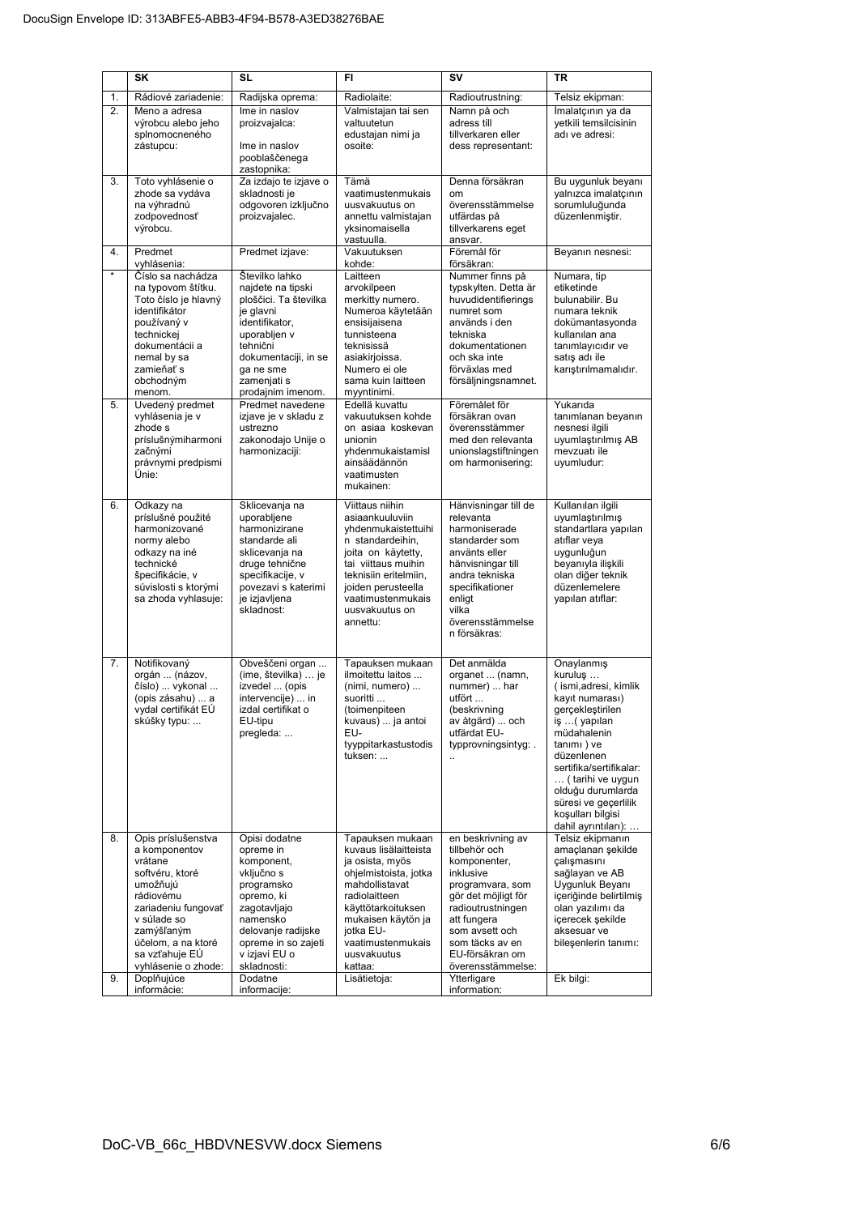| | SK | SL | FI | SV | TR |
|---|---|---|---|---|---|
| 1. | Rádiové zariadenie: | Radijska oprema: | Radiolaite: | Radioutrustning: | Telsiz ekipman: |
| 2. | Meno a adresa výrobcu alebo jeho splnomocneného zástupcu: | Ime in naslov proizvajalca: Ime in naslov pooblaščenega zastopnika: | Valmistajan tai sen valtuutetun edustajan nimi ja osoite: | Namn på och adress till tillverkaren eller dess representant: | İmalatçının ya da yetkili temsilcisinin adı ve adresi: |
| 3. | Toto vyhlásenie o zhode sa vydáva na výhradnú zodpovednosť výrobcu. | Za izdajo te izjave o skladnosti je odgovoren izključno proizvajalec. | Tämä vaatimustenmukais uusvakuutus on annettu valmistajan yksinomaisella vastuulla. | Denna försäkran om överensstämmelse utfärdas på tillverkarens eget ansvar. | Bu uygunluk beyanı yalnızca imalatçının sorumluluğunda düzenlenmiştir. |
| 4. | Predmet vyhlásenia: | Predmet izjave: | Vakuutuksen kohde: | Föremål för försäkran: | Beyanın nesnesi: |
| * | Číslo sa nachádza na typovom štítku. Toto číslo je hlavný identifikátor používaný v technickej dokumentácii a nemal by sa zamieňať s obchodným menom. | Številko lahko najdete na tipski ploščici. Ta številka je glavni identifikator, uporabljen v tehnični dokumentaciji, in se ga ne sme zamenjati s prodajnim imenom. | Laitteen arvokilpeen merkitty numero. Numeroa käytetään ensisijaisena tunnisteena teknisissä asiakirjoissa. Numero ei ole sama kuin laitteen myyntinimi. | Nummer finns på typskylten. Detta är huvudidentifierings numret som används i den tekniska dokumentationen och ska inte förväxlas med försäljningsnamnet. | Numara, tip etiketinde bulunabilir. Bu numara teknik dokümantasyonda kullanılan ana tanımlayıcıdır ve satış adı ile karıştırılmamalıdır. |
| 5. | Uvedený predmet vyhlásenia je v zhode s príslušnýmiharmonizačnými právnymi predpismi Únie: | Predmet navedene izjave je v skladu z ustrezno zakonodajo Unije o harmonizaciji: | Edellä kuvattu vakuutuksen kohde on asiaa koskevan unionin yhdenmukaistamislainsäädännön vaatimusten mukainen: | Föremålet för försäkran ovan överensstämmer med den relevanta unionslagstiftningen om harmonisering: | Yukarıda tanımlanan beyanın nesnesi ilgili uyumlaştırılmış AB mevzuatı ile uyumludur: |
| 6. | Odkazy na príslušné použité harmonizované normy alebo odkazy na iné technické špecifikácie, v súvislosti s ktorými sa zhoda vyhlasuje: | Sklicevanja na uporabljene harmonizirane standarde ali sklicevanja na druge tehnične specifikacije, v povezavi s katerimi je izjavljena skladnost: | Viittaus niihin asiaankuuluviin yhdenmukaistettuihin standardeihin, joita on käytetty, tai viittaus muihin teknisiin eritelmiin, joiden perusteella vaatimustenmukais uusvakuutus on annettu: | Hänvisningar till de relevanta harmoniserade standarder som använts eller hänvisningar till andra tekniska specifikationer enligt vilka överensstämmelse n försäkras: | Kullanılan ilgili uyumlaştırılmış standartlara yapılan atıflar veya uygunluğun beyanıyla ilişkili olan diğer teknik düzenlemelere yapılan atıflar: |
| 7. | Notifikovaný orgán ... (názov, číslo) ... vykonal ... (opis zásahu) ... a vydal certifikát EÚ skúšky typu: ... | Obveščeni organ ... (ime, številka) … je izvedel ... (opis intervencije) ... in izdal certifikat o EU-tipu pregleda: ... | Tapauksen mukaan ilmoitettu laitos ... (nimi, numero) ... suoritti ... (toimenpiteen kuvaus) ... ja antoi EU-tyyppitarkastustodistuksen: ... | Det anmälda organet ... (namn, nummer) ... har utfört ... (beskrivning av åtgärd) ... och utfärdat EU-typprovningsintyg: . .. | Onaylanmış kuruluş … ( ismi,adresi, kimlik kayıt numarası) gerçekleştirilen iş …( yapılan müdahalenin tanımı ) ve düzenlenen sertifika/sertifikalar: … ( tarihi ve uygun olduğu durumlarda süresi ve geçerlilik koşulları bilgisi dahil ayrıntıları): … |
| 8. | Opis príslušenstva a komponentov vrátane softvéru, ktoré umožňujú rádiovému zariadeniu fungovať v súlade so zamýšľaným účelom, a na ktoré sa vzťahuje EÚ vyhlásenie o zhode: | Opisi dodatne opreme in komponent, vključno s programsko opremo, ki zagotavljajo namensko delovanje radijske opreme in so zajeti v izjavi EU o skladnosti: | Tapauksen mukaan kuvaus lisälaitteista ja osista, myös ohjelmistoista, jotka mahdollistavat radiolaitteen käyttötarkoituksen mukaisen käytön ja jotka EU-vaatimustenmukais uusvakuutus kattaa: | en beskrivning av tillbehör och komponenter, inklusive programvara, som gör det möjligt för radioutrustningen att fungera som avsett och som täcks av en EU-försäkran om överensstämmelse: | Telsiz ekipmanın amaçlanan şekilde çalışmasını sağlayan ve AB Uygunluk Beyanı içeriğinde belirtilmiş olan yazılımı da içerecek şekilde aksesuar ve bileşenlerin tanımı: |
| 9. | Doplňujúce informácie: | Dodatne informacije: | Lisätietoja: | Ytterligare information: | Ek bilgi: |

DoC-VB_66c_HBDVNESVW.docx Siemens